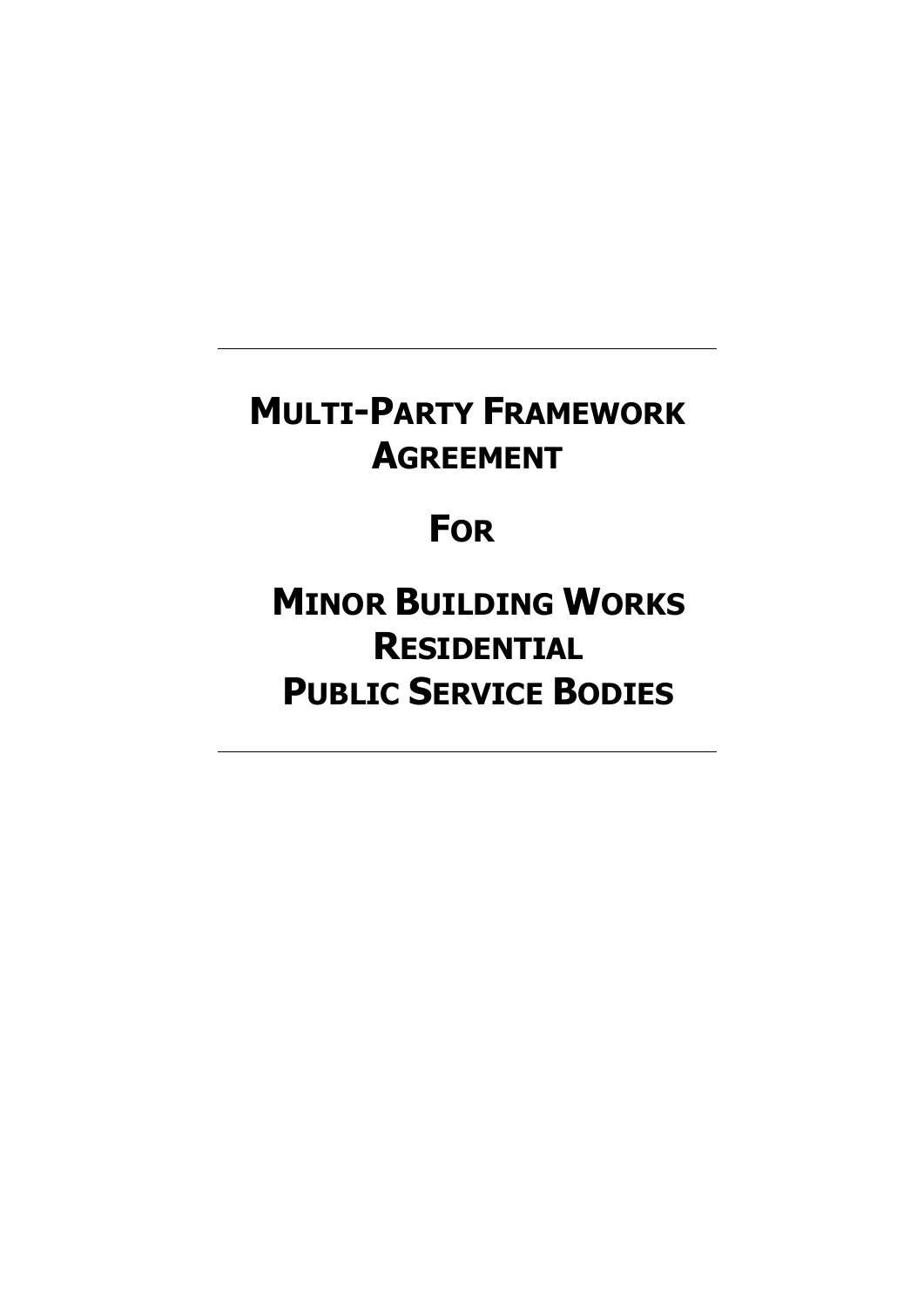# MULTI-PARTY FRAMEWORK AGREEMENT

# FOR

# MINOR BUILDING WORKS RESIDENTIAL PUBLIC SERVICE BODIES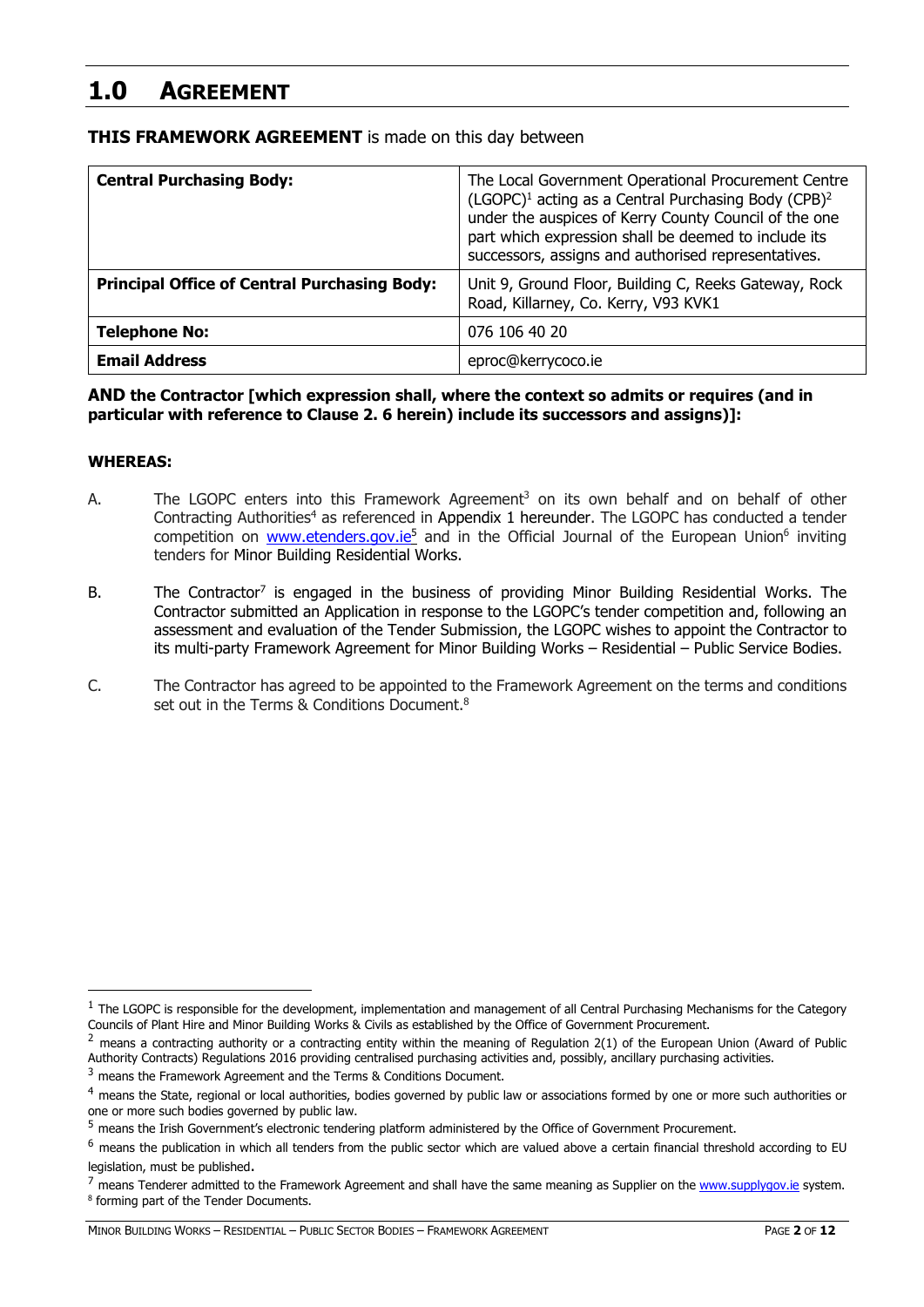# 1.0 AGREEMENT

**THIS FRAMEWORK AGREEMENT** is made on this day between

| **Central Purchasing Body:** | The Local Government Operational Procurement Centre (LGOPC)[1] acting as a Central Purchasing Body (CPB)[2] under the auspices of Kerry County Council of the one part which expression shall be deemed to include its successors, assigns and authorised representatives. |
|---|---|
| **Principal Office of Central Purchasing Body:** | Unit 9, Ground Floor, Building C, Reeks Gateway, Rock Road, Killarney, Co. Kerry, V93 KVK1 |
| **Telephone No:** | 076 106 40 20 |
| **Email Address** | eproc@kerrycoco.ie |

**AND the Contractor [which expression shall, where the context so admits or requires (and in particular with reference to Clause 2. 6 herein) include its successors and assigns)]:**

**WHEREAS:**

A. The LGOPC enters into this Framework Agreement[3] on its own behalf and on behalf of other Contracting Authorities[4] as referenced in Appendix 1 hereunder. The LGOPC has conducted a tender competition on www.etenders.gov.ie[5] and in the Official Journal of the European Union[6] inviting tenders for Minor Building Residential Works.

B. The Contractor[7] is engaged in the business of providing Minor Building Residential Works. The Contractor submitted an Application in response to the LGOPC's tender competition and, following an assessment and evaluation of the Tender Submission, the LGOPC wishes to appoint the Contractor to its multi-party Framework Agreement for Minor Building Works – Residential – Public Service Bodies.

C. The Contractor has agreed to be appointed to the Framework Agreement on the terms and conditions set out in the Terms & Conditions Document.[8]

---

[1] The LGOPC is responsible for the development, implementation and management of all Central Purchasing Mechanisms for the Category Councils of Plant Hire and Minor Building Works & Civils as established by the Office of Government Procurement.

[2] means a contracting authority or a contracting entity within the meaning of Regulation 2(1) of the European Union (Award of Public Authority Contracts) Regulations 2016 providing centralised purchasing activities and, possibly, ancillary purchasing activities.

[3] means the Framework Agreement and the Terms & Conditions Document.

[4] means the State, regional or local authorities, bodies governed by public law or associations formed by one or more such authorities or one or more such bodies governed by public law.

[5] means the Irish Government's electronic tendering platform administered by the Office of Government Procurement.

[6] means the publication in which all tenders from the public sector which are valued above a certain financial threshold according to EU legislation, must be published.

[7] means Tenderer admitted to the Framework Agreement and shall have the same meaning as Supplier on the www.supplygov.ie system.

[8] forming part of the Tender Documents.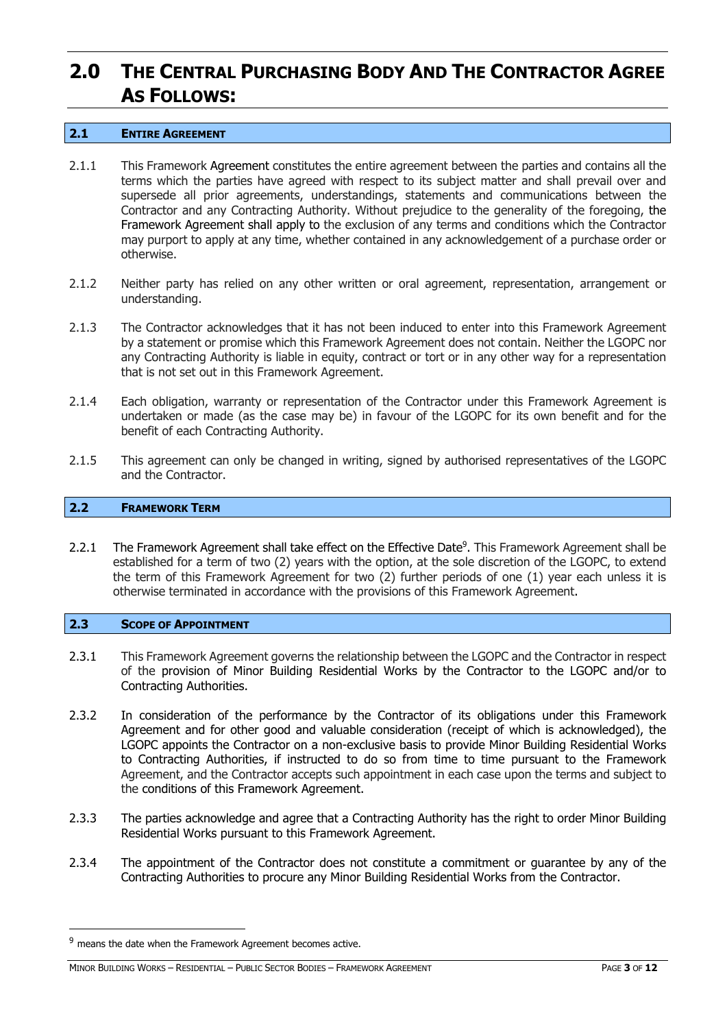# 2.0 THE CENTRAL PURCHASING BODY AND THE CONTRACTOR AGREE AS FOLLOWS:

## 2.1 ENTIRE AGREEMENT

2.1.1 This Framework Agreement constitutes the entire agreement between the parties and contains all the terms which the parties have agreed with respect to its subject matter and shall prevail over and supersede all prior agreements, understandings, statements and communications between the Contractor and any Contracting Authority. Without prejudice to the generality of the foregoing, the Framework Agreement shall apply to the exclusion of any terms and conditions which the Contractor may purport to apply at any time, whether contained in any acknowledgement of a purchase order or otherwise.

2.1.2 Neither party has relied on any other written or oral agreement, representation, arrangement or understanding.

2.1.3 The Contractor acknowledges that it has not been induced to enter into this Framework Agreement by a statement or promise which this Framework Agreement does not contain. Neither the LGOPC nor any Contracting Authority is liable in equity, contract or tort or in any other way for a representation that is not set out in this Framework Agreement.

2.1.4 Each obligation, warranty or representation of the Contractor under this Framework Agreement is undertaken or made (as the case may be) in favour of the LGOPC for its own benefit and for the benefit of each Contracting Authority.

2.1.5 This agreement can only be changed in writing, signed by authorised representatives of the LGOPC and the Contractor.

## 2.2 FRAMEWORK TERM

2.2.1 The Framework Agreement shall take effect on the Effective Date[9]. This Framework Agreement shall be established for a term of two (2) years with the option, at the sole discretion of the LGOPC, to extend the term of this Framework Agreement for two (2) further periods of one (1) year each unless it is otherwise terminated in accordance with the provisions of this Framework Agreement.

## 2.3 SCOPE OF APPOINTMENT

2.3.1 This Framework Agreement governs the relationship between the LGOPC and the Contractor in respect of the provision of Minor Building Residential Works by the Contractor to the LGOPC and/or to Contracting Authorities.

2.3.2 In consideration of the performance by the Contractor of its obligations under this Framework Agreement and for other good and valuable consideration (receipt of which is acknowledged), the LGOPC appoints the Contractor on a non-exclusive basis to provide Minor Building Residential Works to Contracting Authorities, if instructed to do so from time to time pursuant to the Framework Agreement, and the Contractor accepts such appointment in each case upon the terms and subject to the conditions of this Framework Agreement.

2.3.3 The parties acknowledge and agree that a Contracting Authority has the right to order Minor Building Residential Works pursuant to this Framework Agreement.

2.3.4 The appointment of the Contractor does not constitute a commitment or guarantee by any of the Contracting Authorities to procure any Minor Building Residential Works from the Contractor.

---

[9] means the date when the Framework Agreement becomes active.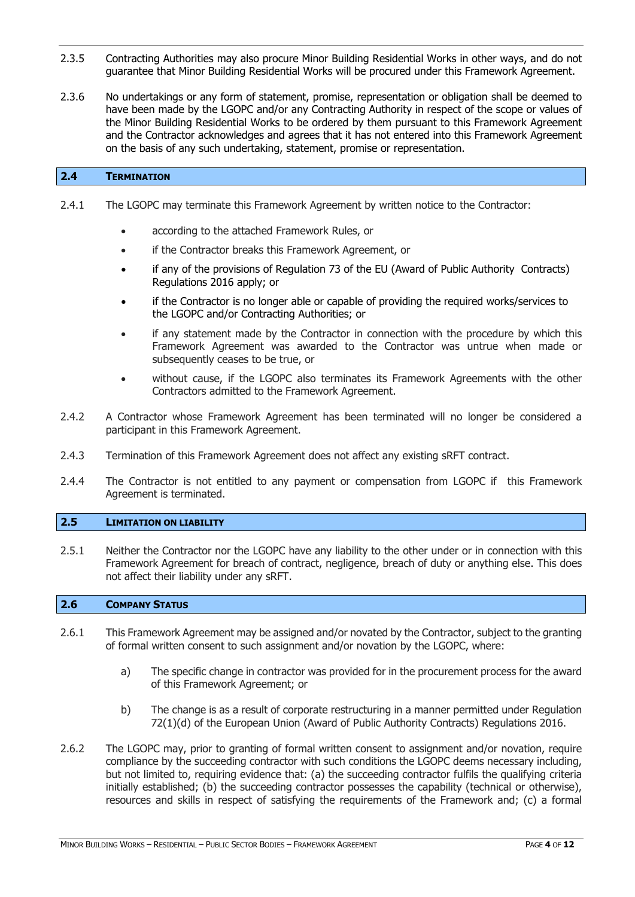2.3.5 Contracting Authorities may also procure Minor Building Residential Works in other ways, and do not guarantee that Minor Building Residential Works will be procured under this Framework Agreement.

2.3.6 No undertakings or any form of statement, promise, representation or obligation shall be deemed to have been made by the LGOPC and/or any Contracting Authority in respect of the scope or values of the Minor Building Residential Works to be ordered by them pursuant to this Framework Agreement and the Contractor acknowledges and agrees that it has not entered into this Framework Agreement on the basis of any such undertaking, statement, promise or representation.

## 2.4 TERMINATION

2.4.1 The LGOPC may terminate this Framework Agreement by written notice to the Contractor:

- according to the attached Framework Rules, or
- if the Contractor breaks this Framework Agreement, or
- if any of the provisions of Regulation 73 of the EU (Award of Public Authority Contracts) Regulations 2016 apply; or
- if the Contractor is no longer able or capable of providing the required works/services to the LGOPC and/or Contracting Authorities; or
- if any statement made by the Contractor in connection with the procedure by which this Framework Agreement was awarded to the Contractor was untrue when made or subsequently ceases to be true, or
- without cause, if the LGOPC also terminates its Framework Agreements with the other Contractors admitted to the Framework Agreement.

2.4.2 A Contractor whose Framework Agreement has been terminated will no longer be considered a participant in this Framework Agreement.

2.4.3 Termination of this Framework Agreement does not affect any existing sRFT contract.

2.4.4 The Contractor is not entitled to any payment or compensation from LGOPC if this Framework Agreement is terminated.

## 2.5 LIMITATION ON LIABILITY

2.5.1 Neither the Contractor nor the LGOPC have any liability to the other under or in connection with this Framework Agreement for breach of contract, negligence, breach of duty or anything else. This does not affect their liability under any sRFT.

## 2.6 COMPANY STATUS

2.6.1 This Framework Agreement may be assigned and/or novated by the Contractor, subject to the granting of formal written consent to such assignment and/or novation by the LGOPC, where:

a) The specific change in contractor was provided for in the procurement process for the award of this Framework Agreement; or

b) The change is as a result of corporate restructuring in a manner permitted under Regulation 72(1)(d) of the European Union (Award of Public Authority Contracts) Regulations 2016.

2.6.2 The LGOPC may, prior to granting of formal written consent to assignment and/or novation, require compliance by the succeeding contractor with such conditions the LGOPC deems necessary including, but not limited to, requiring evidence that: (a) the succeeding contractor fulfils the qualifying criteria initially established; (b) the succeeding contractor possesses the capability (technical or otherwise), resources and skills in respect of satisfying the requirements of the Framework and; (c) a formal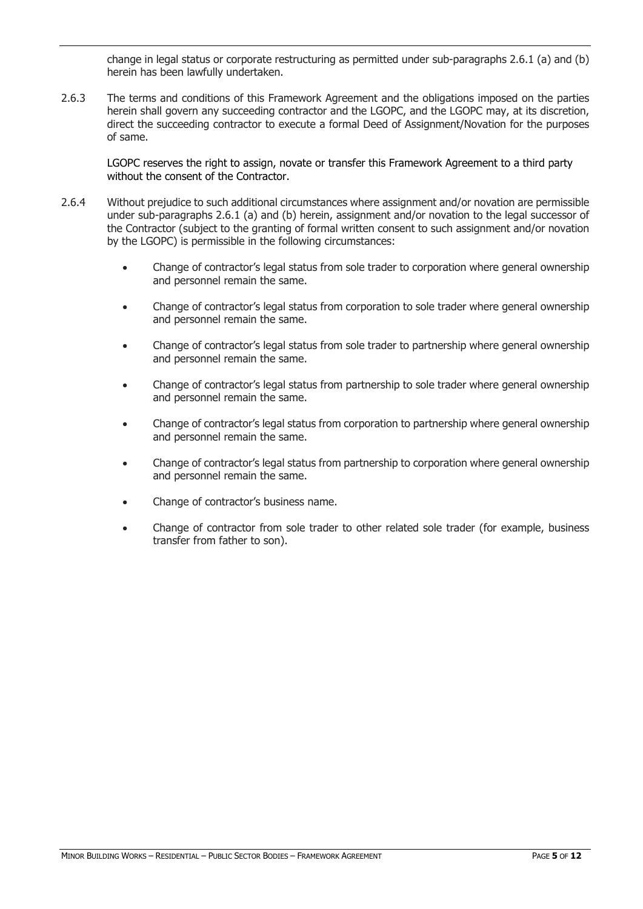change in legal status or corporate restructuring as permitted under sub-paragraphs 2.6.1 (a) and (b) herein has been lawfully undertaken.

2.6.3 The terms and conditions of this Framework Agreement and the obligations imposed on the parties herein shall govern any succeeding contractor and the LGOPC, and the LGOPC may, at its discretion, direct the succeeding contractor to execute a formal Deed of Assignment/Novation for the purposes of same.

LGOPC reserves the right to assign, novate or transfer this Framework Agreement to a third party without the consent of the Contractor.

2.6.4 Without prejudice to such additional circumstances where assignment and/or novation are permissible under sub-paragraphs 2.6.1 (a) and (b) herein, assignment and/or novation to the legal successor of the Contractor (subject to the granting of formal written consent to such assignment and/or novation by the LGOPC) is permissible in the following circumstances:

- Change of contractor's legal status from sole trader to corporation where general ownership and personnel remain the same.
- Change of contractor's legal status from corporation to sole trader where general ownership and personnel remain the same.
- Change of contractor's legal status from sole trader to partnership where general ownership and personnel remain the same.
- Change of contractor's legal status from partnership to sole trader where general ownership and personnel remain the same.
- Change of contractor's legal status from corporation to partnership where general ownership and personnel remain the same.
- Change of contractor's legal status from partnership to corporation where general ownership and personnel remain the same.
- Change of contractor's business name.
- Change of contractor from sole trader to other related sole trader (for example, business transfer from father to son).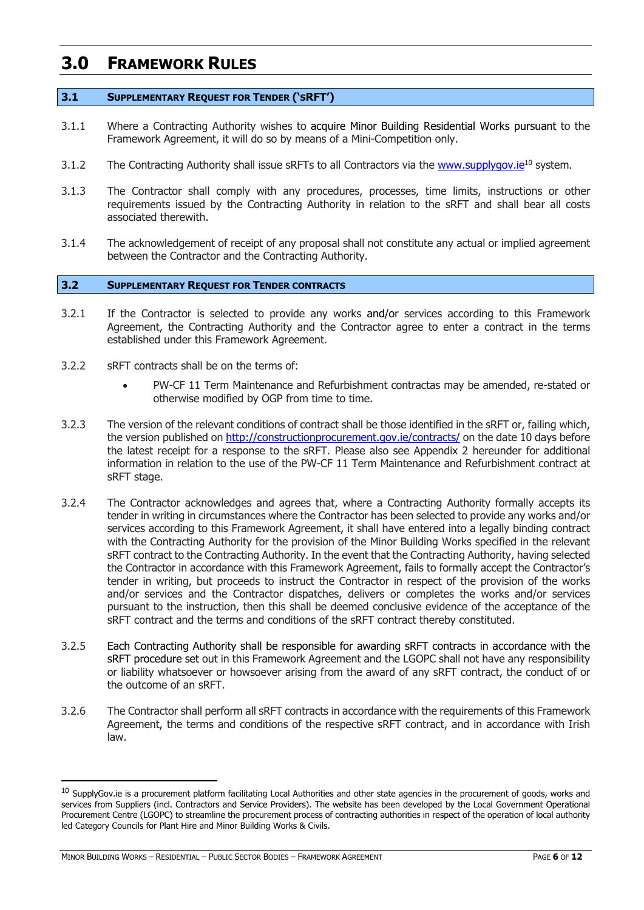# 3.0 FRAMEWORK RULES

## 3.1 SUPPLEMENTARY REQUEST FOR TENDER ('SRFT')

3.1.1 Where a Contracting Authority wishes to acquire Minor Building Residential Works pursuant to the Framework Agreement, it will do so by means of a Mini-Competition only.

3.1.2 The Contracting Authority shall issue sRFTs to all Contractors via the [www.supplygov.ie](http://www.supplygov.ie)[10] system.

3.1.3 The Contractor shall comply with any procedures, processes, time limits, instructions or other requirements issued by the Contracting Authority in relation to the sRFT and shall bear all costs associated therewith.

3.1.4 The acknowledgement of receipt of any proposal shall not constitute any actual or implied agreement between the Contractor and the Contracting Authority.

## 3.2 SUPPLEMENTARY REQUEST FOR TENDER CONTRACTS

3.2.1 If the Contractor is selected to provide any works and/or services according to this Framework Agreement, the Contracting Authority and the Contractor agree to enter a contract in the terms established under this Framework Agreement.

3.2.2 sRFT contracts shall be on the terms of:

- PW-CF 11 Term Maintenance and Refurbishment contractas may be amended, re-stated or otherwise modified by OGP from time to time.

3.2.3 The version of the relevant conditions of contract shall be those identified in the sRFT or, failing which, the version published on [http://constructionprocurement.gov.ie/contracts/](http://constructionprocurement.gov.ie/contracts/) on the date 10 days before the latest receipt for a response to the sRFT. Please also see Appendix 2 hereunder for additional information in relation to the use of the PW-CF 11 Term Maintenance and Refurbishment contract at sRFT stage.

3.2.4 The Contractor acknowledges and agrees that, where a Contracting Authority formally accepts its tender in writing in circumstances where the Contractor has been selected to provide any works and/or services according to this Framework Agreement, it shall have entered into a legally binding contract with the Contracting Authority for the provision of the Minor Building Works specified in the relevant sRFT contract to the Contracting Authority. In the event that the Contracting Authority, having selected the Contractor in accordance with this Framework Agreement, fails to formally accept the Contractor's tender in writing, but proceeds to instruct the Contractor in respect of the provision of the works and/or services and the Contractor dispatches, delivers or completes the works and/or services pursuant to the instruction, then this shall be deemed conclusive evidence of the acceptance of the sRFT contract and the terms and conditions of the sRFT contract thereby constituted.

3.2.5 Each Contracting Authority shall be responsible for awarding sRFT contracts in accordance with the sRFT procedure set out in this Framework Agreement and the LGOPC shall not have any responsibility or liability whatsoever or howsoever arising from the award of any sRFT contract, the conduct of or the outcome of an sRFT.

3.2.6 The Contractor shall perform all sRFT contracts in accordance with the requirements of this Framework Agreement, the terms and conditions of the respective sRFT contract, and in accordance with Irish law.

---

[10] SupplyGov.ie is a procurement platform facilitating Local Authorities and other state agencies in the procurement of goods, works and services from Suppliers (incl. Contractors and Service Providers). The website has been developed by the Local Government Operational Procurement Centre (LGOPC) to streamline the procurement process of contracting authorities in respect of the operation of local authority led Category Councils for Plant Hire and Minor Building Works & Civils.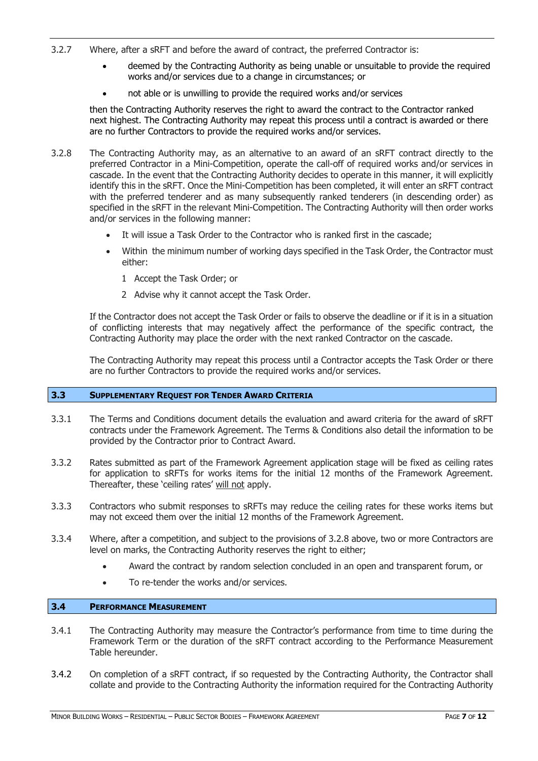3.2.7 Where, after a sRFT and before the award of contract, the preferred Contractor is:

- deemed by the Contracting Authority as being unable or unsuitable to provide the required works and/or services due to a change in circumstances; or
- not able or is unwilling to provide the required works and/or services

then the Contracting Authority reserves the right to award the contract to the Contractor ranked next highest. The Contracting Authority may repeat this process until a contract is awarded or there are no further Contractors to provide the required works and/or services.

3.2.8 The Contracting Authority may, as an alternative to an award of an sRFT contract directly to the preferred Contractor in a Mini-Competition, operate the call-off of required works and/or services in cascade. In the event that the Contracting Authority decides to operate in this manner, it will explicitly identify this in the sRFT. Once the Mini-Competition has been completed, it will enter an sRFT contract with the preferred tenderer and as many subsequently ranked tenderers (in descending order) as specified in the sRFT in the relevant Mini-Competition. The Contracting Authority will then order works and/or services in the following manner:

- It will issue a Task Order to the Contractor who is ranked first in the cascade;
- Within the minimum number of working days specified in the Task Order, the Contractor must either:
  1. Accept the Task Order; or
  2. Advise why it cannot accept the Task Order.

If the Contractor does not accept the Task Order or fails to observe the deadline or if it is in a situation of conflicting interests that may negatively affect the performance of the specific contract, the Contracting Authority may place the order with the next ranked Contractor on the cascade.

The Contracting Authority may repeat this process until a Contractor accepts the Task Order or there are no further Contractors to provide the required works and/or services.

## 3.3 Supplementary Request for Tender Award Criteria

3.3.1 The Terms and Conditions document details the evaluation and award criteria for the award of sRFT contracts under the Framework Agreement. The Terms & Conditions also detail the information to be provided by the Contractor prior to Contract Award.

3.3.2 Rates submitted as part of the Framework Agreement application stage will be fixed as ceiling rates for application to sRFTs for works items for the initial 12 months of the Framework Agreement. Thereafter, these 'ceiling rates' will not apply.

3.3.3 Contractors who submit responses to sRFTs may reduce the ceiling rates for these works items but may not exceed them over the initial 12 months of the Framework Agreement.

3.3.4 Where, after a competition, and subject to the provisions of 3.2.8 above, two or more Contractors are level on marks, the Contracting Authority reserves the right to either;

- Award the contract by random selection concluded in an open and transparent forum, or
- To re-tender the works and/or services.

## 3.4 Performance Measurement

3.4.1 The Contracting Authority may measure the Contractor's performance from time to time during the Framework Term or the duration of the sRFT contract according to the Performance Measurement Table hereunder.

3.4.2 On completion of a sRFT contract, if so requested by the Contracting Authority, the Contractor shall collate and provide to the Contracting Authority the information required for the Contracting Authority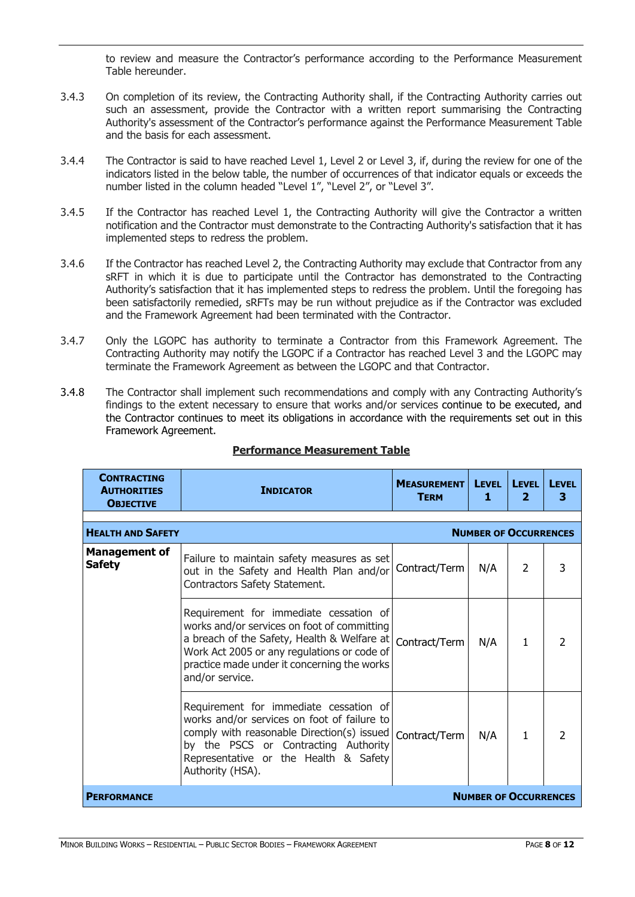to review and measure the Contractor's performance according to the Performance Measurement Table hereunder.

3.4.3 On completion of its review, the Contracting Authority shall, if the Contracting Authority carries out such an assessment, provide the Contractor with a written report summarising the Contracting Authority's assessment of the Contractor's performance against the Performance Measurement Table and the basis for each assessment.

3.4.4 The Contractor is said to have reached Level 1, Level 2 or Level 3, if, during the review for one of the indicators listed in the below table, the number of occurrences of that indicator equals or exceeds the number listed in the column headed "Level 1", "Level 2", or "Level 3".

3.4.5 If the Contractor has reached Level 1, the Contracting Authority will give the Contractor a written notification and the Contractor must demonstrate to the Contracting Authority's satisfaction that it has implemented steps to redress the problem.

3.4.6 If the Contractor has reached Level 2, the Contracting Authority may exclude that Contractor from any sRFT in which it is due to participate until the Contractor has demonstrated to the Contracting Authority's satisfaction that it has implemented steps to redress the problem. Until the foregoing has been satisfactorily remedied, sRFTs may be run without prejudice as if the Contractor was excluded and the Framework Agreement had been terminated with the Contractor.

3.4.7 Only the LGOPC has authority to terminate a Contractor from this Framework Agreement. The Contracting Authority may notify the LGOPC if a Contractor has reached Level 3 and the LGOPC may terminate the Framework Agreement as between the LGOPC and that Contractor.

3.4.8 The Contractor shall implement such recommendations and comply with any Contracting Authority's findings to the extent necessary to ensure that works and/or services continue to be executed, and the Contractor continues to meet its obligations in accordance with the requirements set out in this Framework Agreement.

**Performance Measurement Table**

| **Contracting Authorities Objective** | **Indicator** | **Measurement Term** | **Level 1** | **Level 2** | **Level 3** |
|---|---|---|---|---|---|
| | | | | | |
| **Health and Safety** | | **Number of Occurrences** | | | |
| **Management of Safety** | Failure to maintain safety measures as set out in the Safety and Health Plan and/or Contractors Safety Statement. | Contract/Term | N/A | 2 | 3 |
| | Requirement for immediate cessation of works and/or services on foot of committing a breach of the Safety, Health & Welfare at Work Act 2005 or any regulations or code of practice made under it concerning the works and/or service. | Contract/Term | N/A | 1 | 2 |
| | Requirement for immediate cessation of works and/or services on foot of failure to comply with reasonable Direction(s) issued by the PSCS or Contracting Authority Representative or the Health & Safety Authority (HSA). | Contract/Term | N/A | 1 | 2 |
| **Performance** | | **Number of Occurrences** | | | |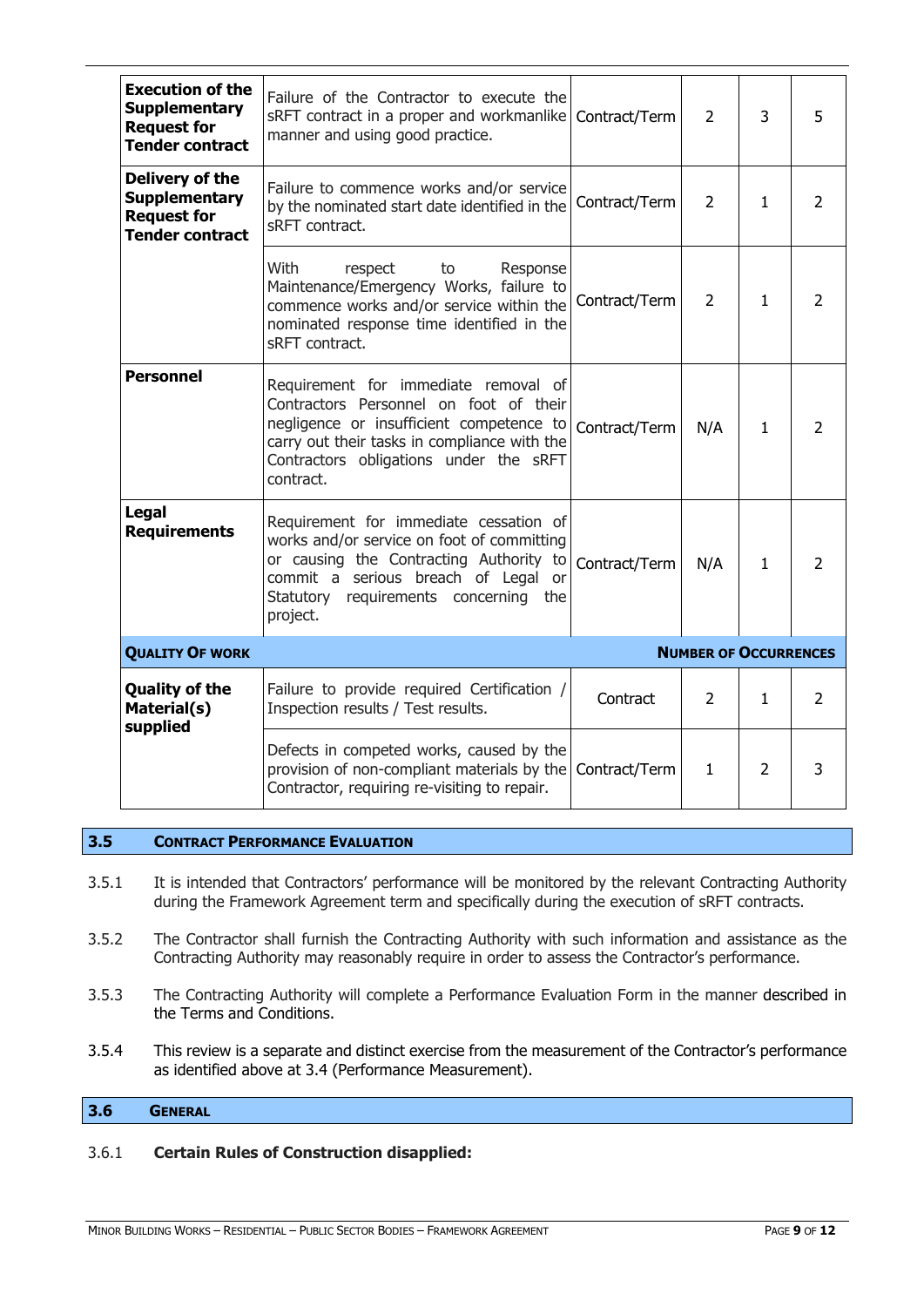| | | | | | |
|---|---|---|---|---|---|
| **Execution of the Supplementary Request for Tender contract** | Failure of the Contractor to execute the sRFT contract in a proper and workmanlike manner and using good practice. | Contract/Term | 2 | 3 | 5 |
| **Delivery of the Supplementary Request for Tender contract** | Failure to commence works and/or service by the nominated start date identified in the sRFT contract. | Contract/Term | 2 | 1 | 2 |
| | With respect to Response Maintenance/Emergency Works, failure to commence works and/or service within the nominated response time identified in the sRFT contract. | Contract/Term | 2 | 1 | 2 |
| **Personnel** | Requirement for immediate removal of Contractors Personnel on foot of their negligence or insufficient competence to carry out their tasks in compliance with the Contractors obligations under the sRFT contract. | Contract/Term | N/A | 1 | 2 |
| **Legal Requirements** | Requirement for immediate cessation of works and/or service on foot of committing or causing the Contracting Authority to commit a serious breach of Legal or Statutory requirements concerning the project. | Contract/Term | N/A | 1 | 2 |
| **QUALITY OF WORK** | | | **NUMBER OF OCCURRENCES** | | |
| **Quality of the Material(s) supplied** | Failure to provide required Certification / Inspection results / Test results. | Contract | 2 | 1 | 2 |
| | Defects in competed works, caused by the provision of non-compliant materials by the Contractor, requiring re-visiting to repair. | Contract/Term | 1 | 2 | 3 |

## 3.5 CONTRACT PERFORMANCE EVALUATION

3.5.1 It is intended that Contractors' performance will be monitored by the relevant Contracting Authority during the Framework Agreement term and specifically during the execution of sRFT contracts.

3.5.2 The Contractor shall furnish the Contracting Authority with such information and assistance as the Contracting Authority may reasonably require in order to assess the Contractor's performance.

3.5.3 The Contracting Authority will complete a Performance Evaluation Form in the manner described in the Terms and Conditions.

3.5.4 This review is a separate and distinct exercise from the measurement of the Contractor's performance as identified above at 3.4 (Performance Measurement).

## 3.6 GENERAL

3.6.1 **Certain Rules of Construction disapplied:**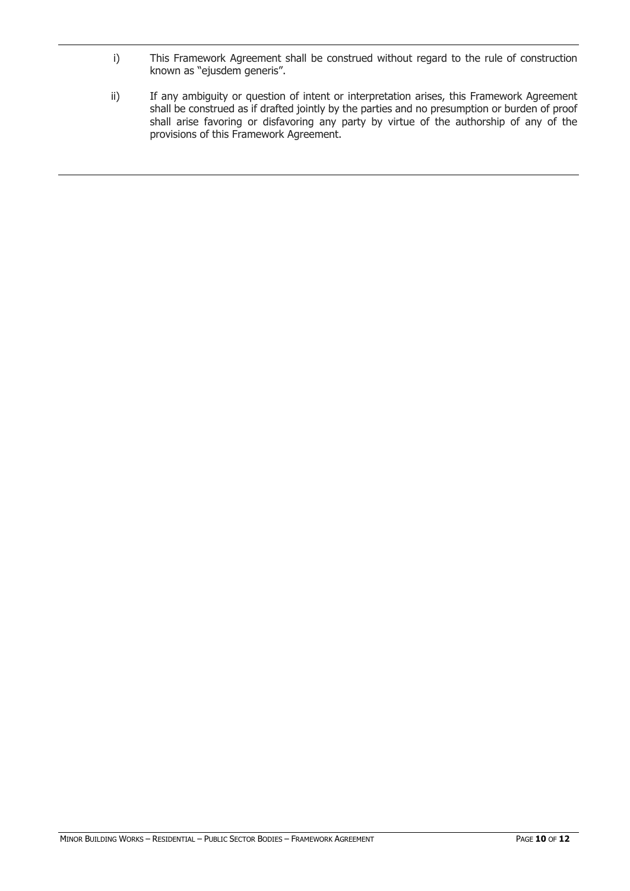i) This Framework Agreement shall be construed without regard to the rule of construction known as "ejusdem generis".

ii) If any ambiguity or question of intent or interpretation arises, this Framework Agreement shall be construed as if drafted jointly by the parties and no presumption or burden of proof shall arise favoring or disfavoring any party by virtue of the authorship of any of the provisions of this Framework Agreement.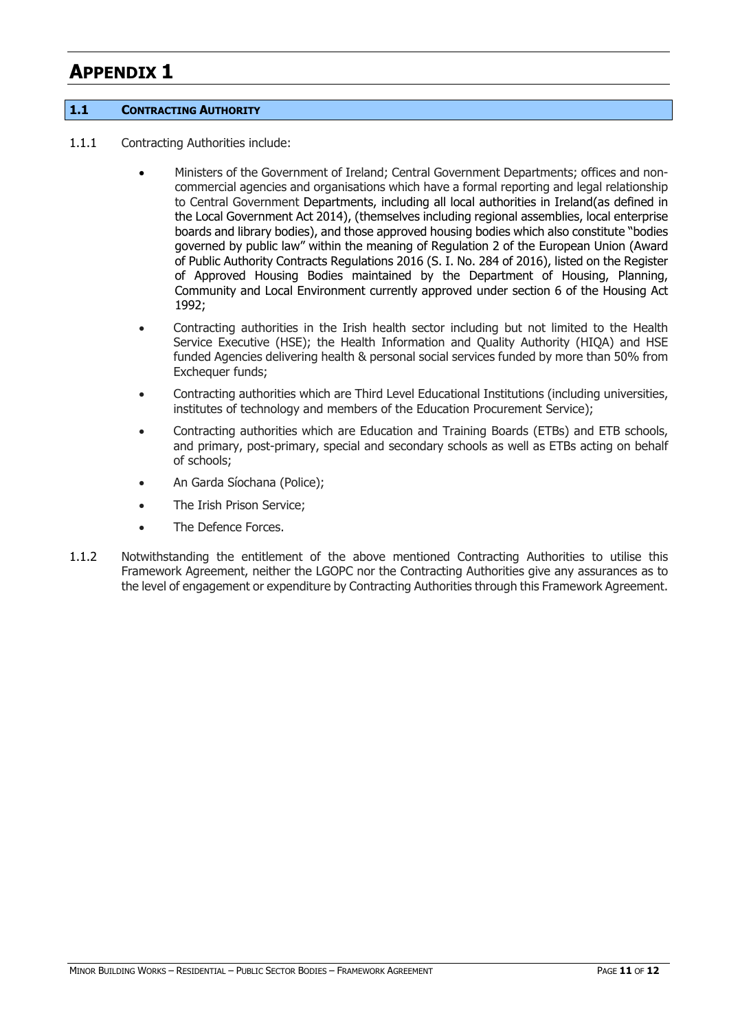# APPENDIX 1

## 1.1 CONTRACTING AUTHORITY

1.1.1 Contracting Authorities include:

- Ministers of the Government of Ireland; Central Government Departments; offices and non-commercial agencies and organisations which have a formal reporting and legal relationship to Central Government Departments, including all local authorities in Ireland(as defined in the Local Government Act 2014), (themselves including regional assemblies, local enterprise boards and library bodies), and those approved housing bodies which also constitute "bodies governed by public law" within the meaning of Regulation 2 of the European Union (Award of Public Authority Contracts Regulations 2016 (S. I. No. 284 of 2016), listed on the Register of Approved Housing Bodies maintained by the Department of Housing, Planning, Community and Local Environment currently approved under section 6 of the Housing Act 1992;
- Contracting authorities in the Irish health sector including but not limited to the Health Service Executive (HSE); the Health Information and Quality Authority (HIQA) and HSE funded Agencies delivering health & personal social services funded by more than 50% from Exchequer funds;
- Contracting authorities which are Third Level Educational Institutions (including universities, institutes of technology and members of the Education Procurement Service);
- Contracting authorities which are Education and Training Boards (ETBs) and ETB schools, and primary, post-primary, special and secondary schools as well as ETBs acting on behalf of schools;
- An Garda Síochana (Police);
- The Irish Prison Service;
- The Defence Forces.

1.1.2 Notwithstanding the entitlement of the above mentioned Contracting Authorities to utilise this Framework Agreement, neither the LGOPC nor the Contracting Authorities give any assurances as to the level of engagement or expenditure by Contracting Authorities through this Framework Agreement.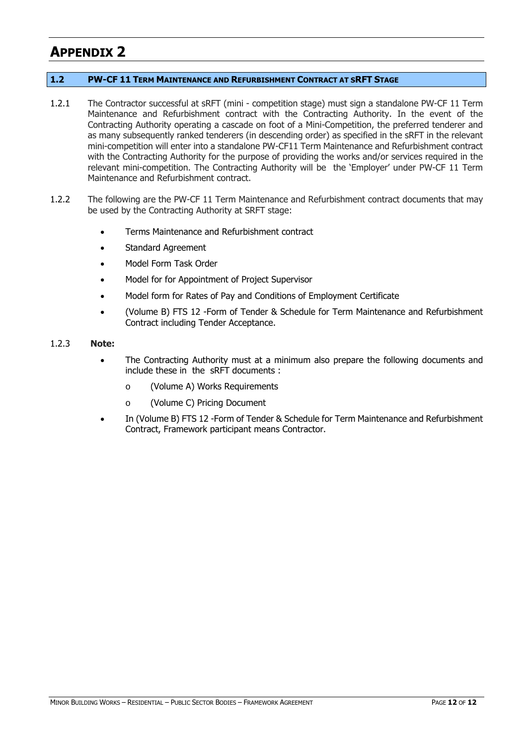# APPENDIX 2

## 1.2 PW-CF 11 TERM MAINTENANCE AND REFURBISHMENT CONTRACT AT SRFT STAGE

1.2.1 The Contractor successful at sRFT (mini - competition stage) must sign a standalone PW-CF 11 Term Maintenance and Refurbishment contract with the Contracting Authority. In the event of the Contracting Authority operating a cascade on foot of a Mini-Competition, the preferred tenderer and as many subsequently ranked tenderers (in descending order) as specified in the sRFT in the relevant mini-competition will enter into a standalone PW-CF11 Term Maintenance and Refurbishment contract with the Contracting Authority for the purpose of providing the works and/or services required in the relevant mini-competition. The Contracting Authority will be the 'Employer' under PW-CF 11 Term Maintenance and Refurbishment contract.

1.2.2 The following are the PW-CF 11 Term Maintenance and Refurbishment contract documents that may be used by the Contracting Authority at SRFT stage:

- Terms Maintenance and Refurbishment contract
- Standard Agreement
- Model Form Task Order
- Model for for Appointment of Project Supervisor
- Model form for Rates of Pay and Conditions of Employment Certificate
- (Volume B) FTS 12 -Form of Tender & Schedule for Term Maintenance and Refurbishment Contract including Tender Acceptance.

1.2.3 **Note:**

- The Contracting Authority must at a minimum also prepare the following documents and include these in the sRFT documents :
  - (Volume A) Works Requirements
  - (Volume C) Pricing Document
- In (Volume B) FTS 12 -Form of Tender & Schedule for Term Maintenance and Refurbishment Contract, Framework participant means Contractor.